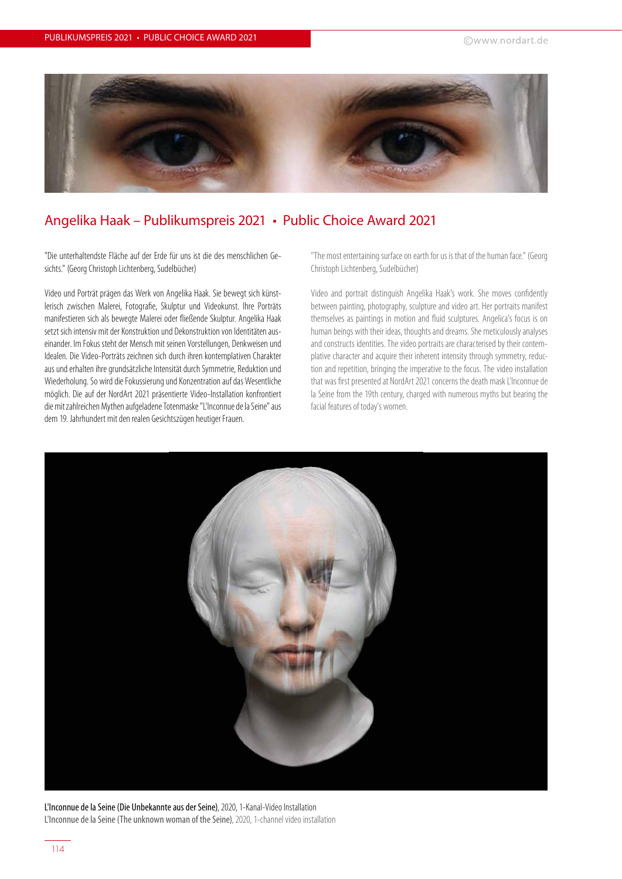# Angelika Haak – Publikumspreis 2021 • Public Choice Award 2021

"Die unterhaltendste Fläche auf der Erde für uns ist die des menschlichen Gesichts." (Georg Christoph Lichtenberg, Sudelbücher)

Video und Porträt prägen das Werk von Angelika Haak. Sie bewegt sich künstlerisch zwischen Malerei, Fotografie, Skulptur und Videokunst. Ihre Porträts manifestieren sich als bewegte Malerei oder fließende Skulptur. Angelika Haak setzt sich intensiv mit der Konstruktion und Dekonstruktion von Identitäten auseinander. Im Fokus steht der Mensch mit seinen Vorstellungen, Denkweisen und Idealen. Die Video-Porträts zeichnen sich durch ihren kontemplativen Charakter aus und erhalten ihre grundsätzliche Intensität durch Symmetrie, Reduktion und Wiederholung. So wird die Fokussierung und Konzentration auf das Wesentliche möglich. Die auf der NordArt 2021 präsentierte Video-Installation konfrontiert die mit zahlreichen Mythen aufgeladene Totenmaske "L'Inconnue de la Seine" aus dem 19. Jahrhundert mit den realen Gesichtszügen heutiger Frauen.

"The most entertaining surface on earth for us is that of the human face." (Georg Christoph Lichtenberg, Sudelbücher)

Video and portrait distinguish Angelika Haak's work. She moves confidently between painting, photography, sculpture and video art. Her portraits manifest themselves as paintings in motion and fluid sculptures. Angelica's focus is on human beings with their ideas, thoughts and dreams. She meticulously analyses and constructs identities. The video portraits are characterised by their contemplative character and acquire their inherent intensity through symmetry, reduction and repetition, bringing the imperative to the focus. The video installation that was first presented at NordArt 2021 concerns the death mask L'Inconnue de la Seine from the 19th century, charged with numerous myths but bearing the facial features of today's women.

**L'Inconnue de la Seine (Die Unbekannte aus der Seine)**, 2020, 1-Kanal-Video Installation
**L'Inconnue de la Seine (The unknown woman of the Seine)**, 2020, 1-channel video installation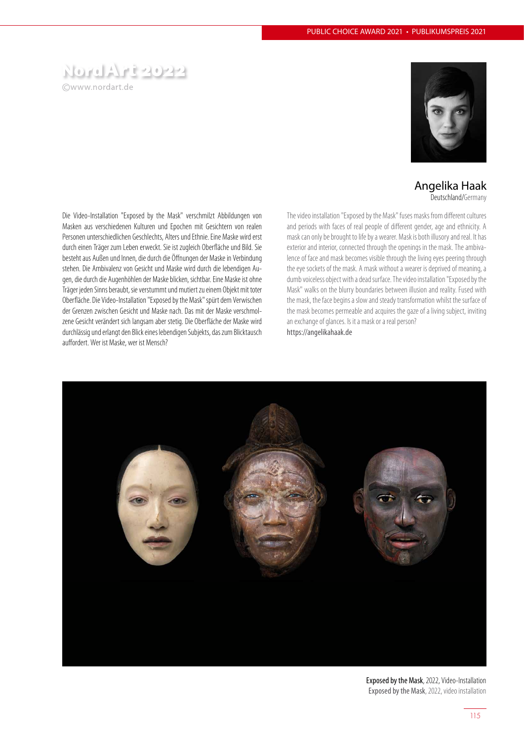PUBLIC CHOICE AWARD 2021 • PUBLIKUMSPREIS 2021

NordArt 2022
©www.nordart.de

## Angelika Haak

Deutschland/Germany

Die Video-Installation "Exposed by the Mask" verschmilzt Abbildungen von Masken aus verschiedenen Kulturen und Epochen mit Gesichtern von realen Personen unterschiedlichen Geschlechts, Alters und Ethnie. Eine Maske wird erst durch einen Träger zum Leben erweckt. Sie ist zugleich Oberfläche und Bild. Sie besteht aus Außen und Innen, die durch die Öffnungen der Maske in Verbindung stehen. Die Ambivalenz von Gesicht und Maske wird durch die lebendigen Augen, die durch die Augenhöhlen der Maske blicken, sichtbar. Eine Maske ist ohne Träger jeden Sinns beraubt, sie verstummt und mutiert zu einem Objekt mit toter Oberfläche. Die Video-Installation "Exposed by the Mask" spürt dem Verwischen der Grenzen zwischen Gesicht und Maske nach. Das mit der Maske verschmolzene Gesicht verändert sich langsam aber stetig. Die Oberfläche der Maske wird durchlässig und erlangt den Blick eines lebendigen Subjekts, das zum Blicktausch auffordert. Wer ist Maske, wer ist Mensch?

The video installation "Exposed by the Mask" fuses masks from different cultures and periods with faces of real people of different gender, age and ethnicity. A mask can only be brought to life by a wearer. Mask is both illusory and real. It has exterior and interior, connected through the openings in the mask. The ambivalence of face and mask becomes visible through the living eyes peering through the eye sockets of the mask. A mask without a wearer is deprived of meaning, a dumb voiceless object with a dead surface. The video installation "Exposed by the Mask" walks on the blurry boundaries between illusion and reality. Fused with the mask, the face begins a slow and steady transformation whilst the surface of the mask becomes permeable and acquires the gaze of a living subject, inviting an exchange of glances. Is it a mask or a real person?
https://angelikahaak.de

**Exposed by the Mask**, 2022, Video-Installation
**Exposed by the Mask**, 2022, video installation